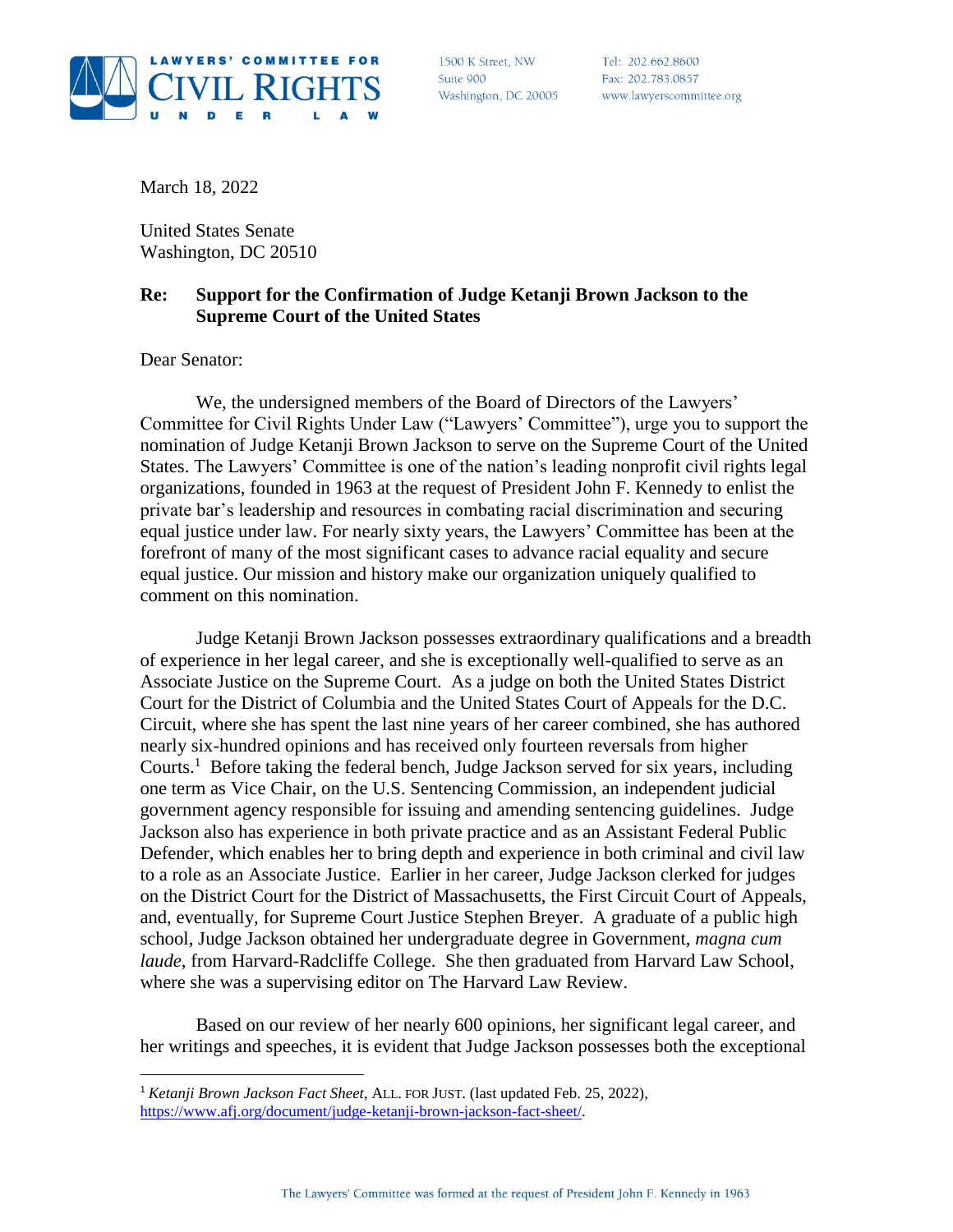**LAWYERS' COMMITTEE FOR CIVIL RIGHTS UNDER LAW**

1500 K Street, NW
Suite 900
Washington, DC 20005

Tel: 202.662.8600
Fax: 202.783.0857
www.lawyerscommittee.org

March 18, 2022

United States Senate
Washington, DC 20510

**Re: Support for the Confirmation of Judge Ketanji Brown Jackson to the Supreme Court of the United States**

Dear Senator:

We, the undersigned members of the Board of Directors of the Lawyers' Committee for Civil Rights Under Law ("Lawyers' Committee"), urge you to support the nomination of Judge Ketanji Brown Jackson to serve on the Supreme Court of the United States. The Lawyers' Committee is one of the nation's leading nonprofit civil rights legal organizations, founded in 1963 at the request of President John F. Kennedy to enlist the private bar's leadership and resources in combating racial discrimination and securing equal justice under law. For nearly sixty years, the Lawyers' Committee has been at the forefront of many of the most significant cases to advance racial equality and secure equal justice. Our mission and history make our organization uniquely qualified to comment on this nomination.

Judge Ketanji Brown Jackson possesses extraordinary qualifications and a breadth of experience in her legal career, and she is exceptionally well-qualified to serve as an Associate Justice on the Supreme Court. As a judge on both the United States District Court for the District of Columbia and the United States Court of Appeals for the D.C. Circuit, where she has spent the last nine years of her career combined, she has authored nearly six-hundred opinions and has received only fourteen reversals from higher Courts.[1] Before taking the federal bench, Judge Jackson served for six years, including one term as Vice Chair, on the U.S. Sentencing Commission, an independent judicial government agency responsible for issuing and amending sentencing guidelines. Judge Jackson also has experience in both private practice and as an Assistant Federal Public Defender, which enables her to bring depth and experience in both criminal and civil law to a role as an Associate Justice. Earlier in her career, Judge Jackson clerked for judges on the District Court for the District of Massachusetts, the First Circuit Court of Appeals, and, eventually, for Supreme Court Justice Stephen Breyer. A graduate of a public high school, Judge Jackson obtained her undergraduate degree in Government, *magna cum laude*, from Harvard-Radcliffe College. She then graduated from Harvard Law School, where she was a supervising editor on The Harvard Law Review.

Based on our review of her nearly 600 opinions, her significant legal career, and her writings and speeches, it is evident that Judge Jackson possesses both the exceptional

---

[1] *Ketanji Brown Jackson Fact Sheet*, ALL. FOR JUST. (last updated Feb. 25, 2022), https://www.afj.org/document/judge-ketanji-brown-jackson-fact-sheet/.

The Lawyers' Committee was formed at the request of President John F. Kennedy in 1963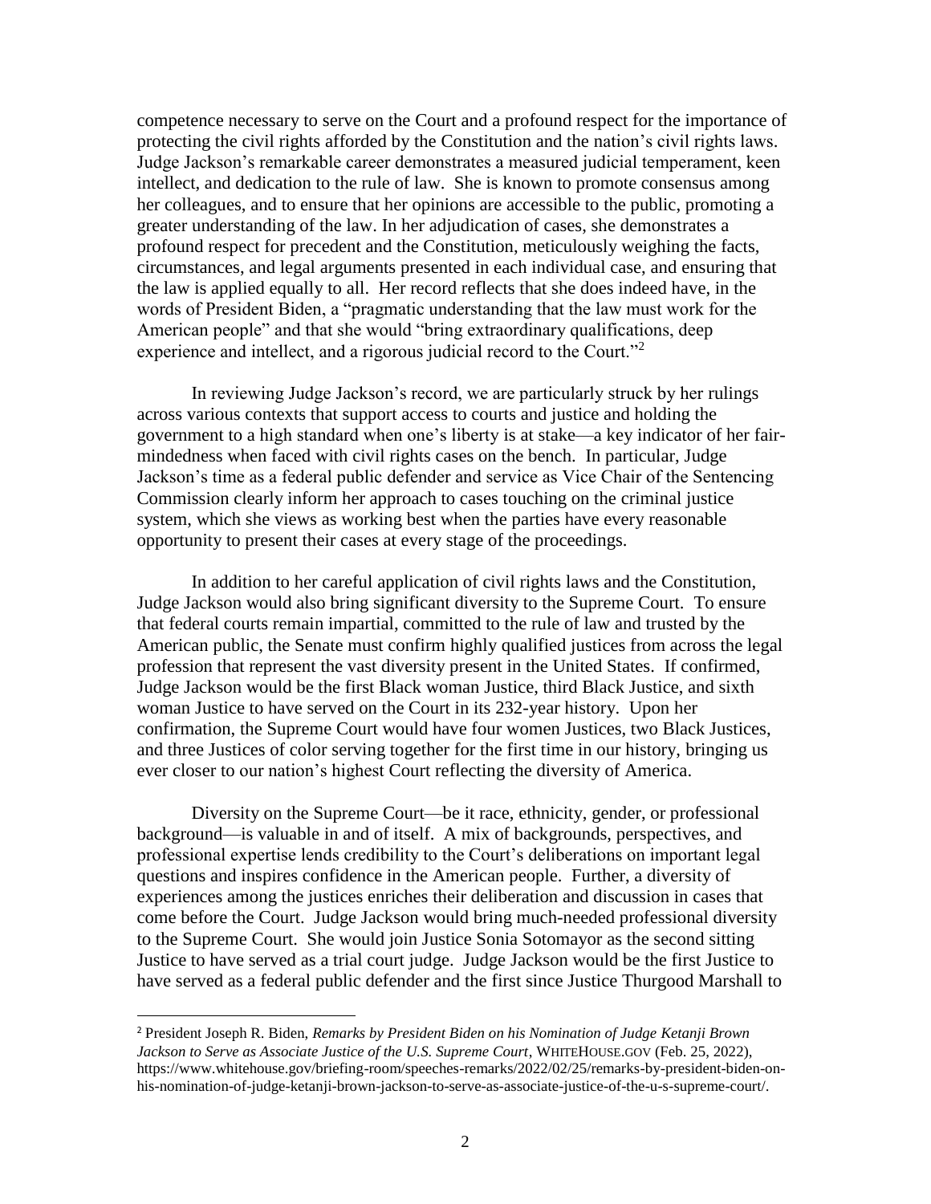competence necessary to serve on the Court and a profound respect for the importance of protecting the civil rights afforded by the Constitution and the nation's civil rights laws. Judge Jackson's remarkable career demonstrates a measured judicial temperament, keen intellect, and dedication to the rule of law. She is known to promote consensus among her colleagues, and to ensure that her opinions are accessible to the public, promoting a greater understanding of the law. In her adjudication of cases, she demonstrates a profound respect for precedent and the Constitution, meticulously weighing the facts, circumstances, and legal arguments presented in each individual case, and ensuring that the law is applied equally to all. Her record reflects that she does indeed have, in the words of President Biden, a "pragmatic understanding that the law must work for the American people" and that she would "bring extraordinary qualifications, deep experience and intellect, and a rigorous judicial record to the Court."[2]

In reviewing Judge Jackson's record, we are particularly struck by her rulings across various contexts that support access to courts and justice and holding the government to a high standard when one's liberty is at stake—a key indicator of her fair-mindedness when faced with civil rights cases on the bench. In particular, Judge Jackson's time as a federal public defender and service as Vice Chair of the Sentencing Commission clearly inform her approach to cases touching on the criminal justice system, which she views as working best when the parties have every reasonable opportunity to present their cases at every stage of the proceedings.

In addition to her careful application of civil rights laws and the Constitution, Judge Jackson would also bring significant diversity to the Supreme Court. To ensure that federal courts remain impartial, committed to the rule of law and trusted by the American public, the Senate must confirm highly qualified justices from across the legal profession that represent the vast diversity present in the United States. If confirmed, Judge Jackson would be the first Black woman Justice, third Black Justice, and sixth woman Justice to have served on the Court in its 232-year history. Upon her confirmation, the Supreme Court would have four women Justices, two Black Justices, and three Justices of color serving together for the first time in our history, bringing us ever closer to our nation's highest Court reflecting the diversity of America.

Diversity on the Supreme Court—be it race, ethnicity, gender, or professional background—is valuable in and of itself. A mix of backgrounds, perspectives, and professional expertise lends credibility to the Court's deliberations on important legal questions and inspires confidence in the American people. Further, a diversity of experiences among the justices enriches their deliberation and discussion in cases that come before the Court. Judge Jackson would bring much-needed professional diversity to the Supreme Court. She would join Justice Sonia Sotomayor as the second sitting Justice to have served as a trial court judge. Judge Jackson would be the first Justice to have served as a federal public defender and the first since Justice Thurgood Marshall to

---

[2] President Joseph R. Biden, *Remarks by President Biden on his Nomination of Judge Ketanji Brown Jackson to Serve as Associate Justice of the U.S. Supreme Court*, WHITEHOUSE.GOV (Feb. 25, 2022), https://www.whitehouse.gov/briefing-room/speeches-remarks/2022/02/25/remarks-by-president-biden-on-his-nomination-of-judge-ketanji-brown-jackson-to-serve-as-associate-justice-of-the-u-s-supreme-court/.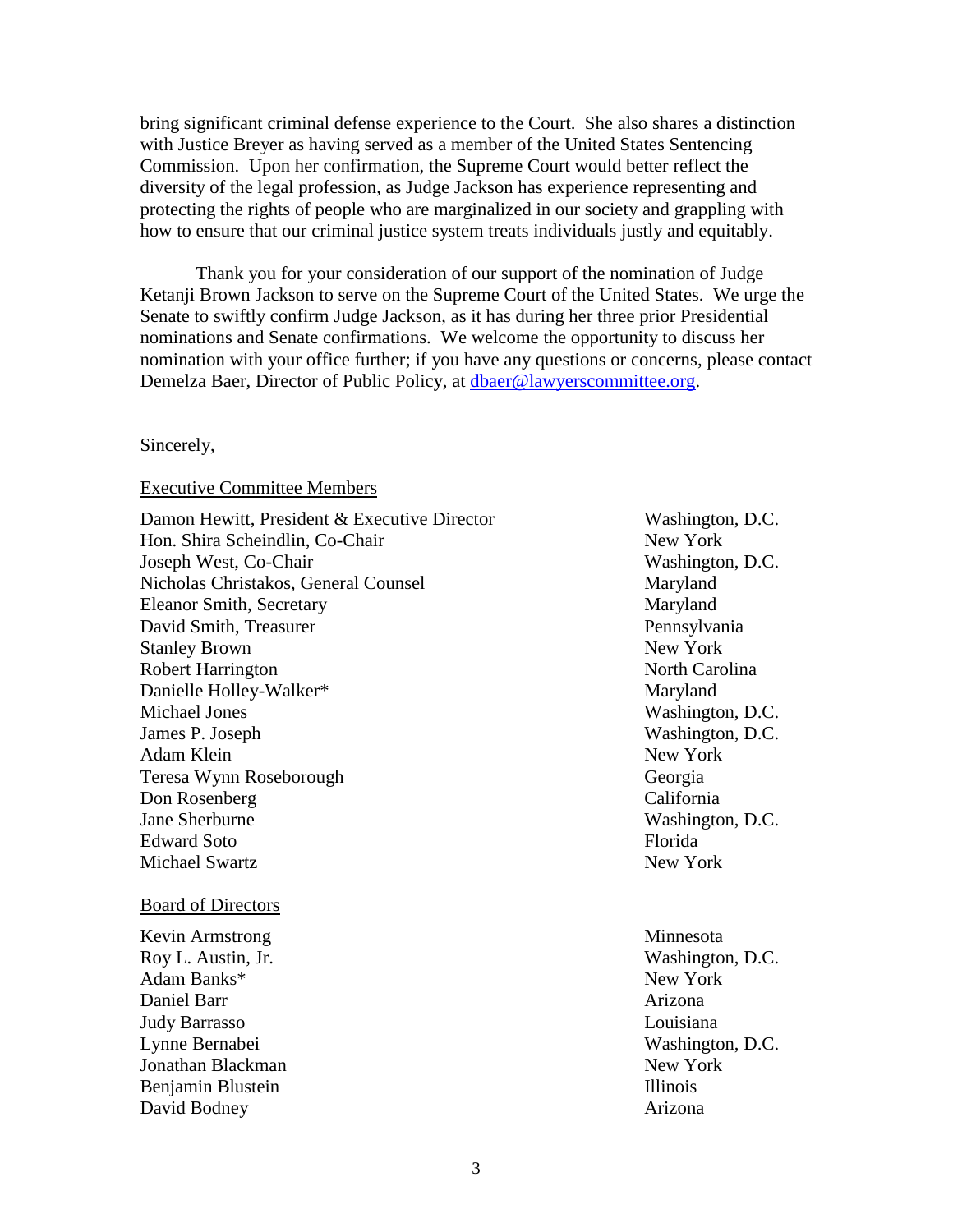bring significant criminal defense experience to the Court. She also shares a distinction with Justice Breyer as having served as a member of the United States Sentencing Commission. Upon her confirmation, the Supreme Court would better reflect the diversity of the legal profession, as Judge Jackson has experience representing and protecting the rights of people who are marginalized in our society and grappling with how to ensure that our criminal justice system treats individuals justly and equitably.

Thank you for your consideration of our support of the nomination of Judge Ketanji Brown Jackson to serve on the Supreme Court of the United States. We urge the Senate to swiftly confirm Judge Jackson, as it has during her three prior Presidential nominations and Senate confirmations. We welcome the opportunity to discuss her nomination with your office further; if you have any questions or concerns, please contact Demelza Baer, Director of Public Policy, at dbaer@lawyerscommittee.org.

Sincerely,

Executive Committee Members

| | |
|---|---|
| Damon Hewitt, President & Executive Director | Washington, D.C. |
| Hon. Shira Scheindlin, Co-Chair | New York |
| Joseph West, Co-Chair | Washington, D.C. |
| Nicholas Christakos, General Counsel | Maryland |
| Eleanor Smith, Secretary | Maryland |
| David Smith, Treasurer | Pennsylvania |
| Stanley Brown | New York |
| Robert Harrington | North Carolina |
| Danielle Holley-Walker* | Maryland |
| Michael Jones | Washington, D.C. |
| James P. Joseph | Washington, D.C. |
| Adam Klein | New York |
| Teresa Wynn Roseborough | Georgia |
| Don Rosenberg | California |
| Jane Sherburne | Washington, D.C. |
| Edward Soto | Florida |
| Michael Swartz | New York |

Board of Directors

| | |
|---|---|
| Kevin Armstrong | Minnesota |
| Roy L. Austin, Jr. | Washington, D.C. |
| Adam Banks* | New York |
| Daniel Barr | Arizona |
| Judy Barrasso | Louisiana |
| Lynne Bernabei | Washington, D.C. |
| Jonathan Blackman | New York |
| Benjamin Blustein | Illinois |
| David Bodney | Arizona |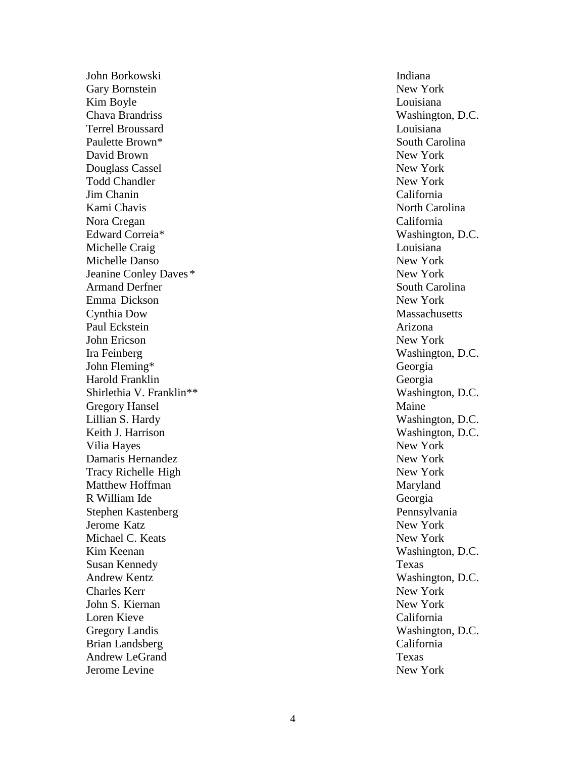| | |
|---|---|
| John Borkowski | Indiana |
| Gary Bornstein | New York |
| Kim Boyle | Louisiana |
| Chava Brandriss | Washington, D.C. |
| Terrel Broussard | Louisiana |
| Paulette Brown* | South Carolina |
| David Brown | New York |
| Douglass Cassel | New York |
| Todd Chandler | New York |
| Jim Chanin | California |
| Kami Chavis | North Carolina |
| Nora Cregan | California |
| Edward Correia* | Washington, D.C. |
| Michelle Craig | Louisiana |
| Michelle Danso | New York |
| Jeanine Conley Daves* | New York |
| Armand Derfner | South Carolina |
| Emma Dickson | New York |
| Cynthia Dow | Massachusetts |
| Paul Eckstein | Arizona |
| John Ericson | New York |
| Ira Feinberg | Washington, D.C. |
| John Fleming* | Georgia |
| Harold Franklin | Georgia |
| Shirlethia V. Franklin** | Washington, D.C. |
| Gregory Hansel | Maine |
| Lillian S. Hardy | Washington, D.C. |
| Keith J. Harrison | Washington, D.C. |
| Vilia Hayes | New York |
| Damaris Hernandez | New York |
| Tracy Richelle High | New York |
| Matthew Hoffman | Maryland |
| R William Ide | Georgia |
| Stephen Kastenberg | Pennsylvania |
| Jerome Katz | New York |
| Michael C. Keats | New York |
| Kim Keenan | Washington, D.C. |
| Susan Kennedy | Texas |
| Andrew Kentz | Washington, D.C. |
| Charles Kerr | New York |
| John S. Kiernan | New York |
| Loren Kieve | California |
| Gregory Landis | Washington, D.C. |
| Brian Landsberg | California |
| Andrew LeGrand | Texas |
| Jerome Levine | New York |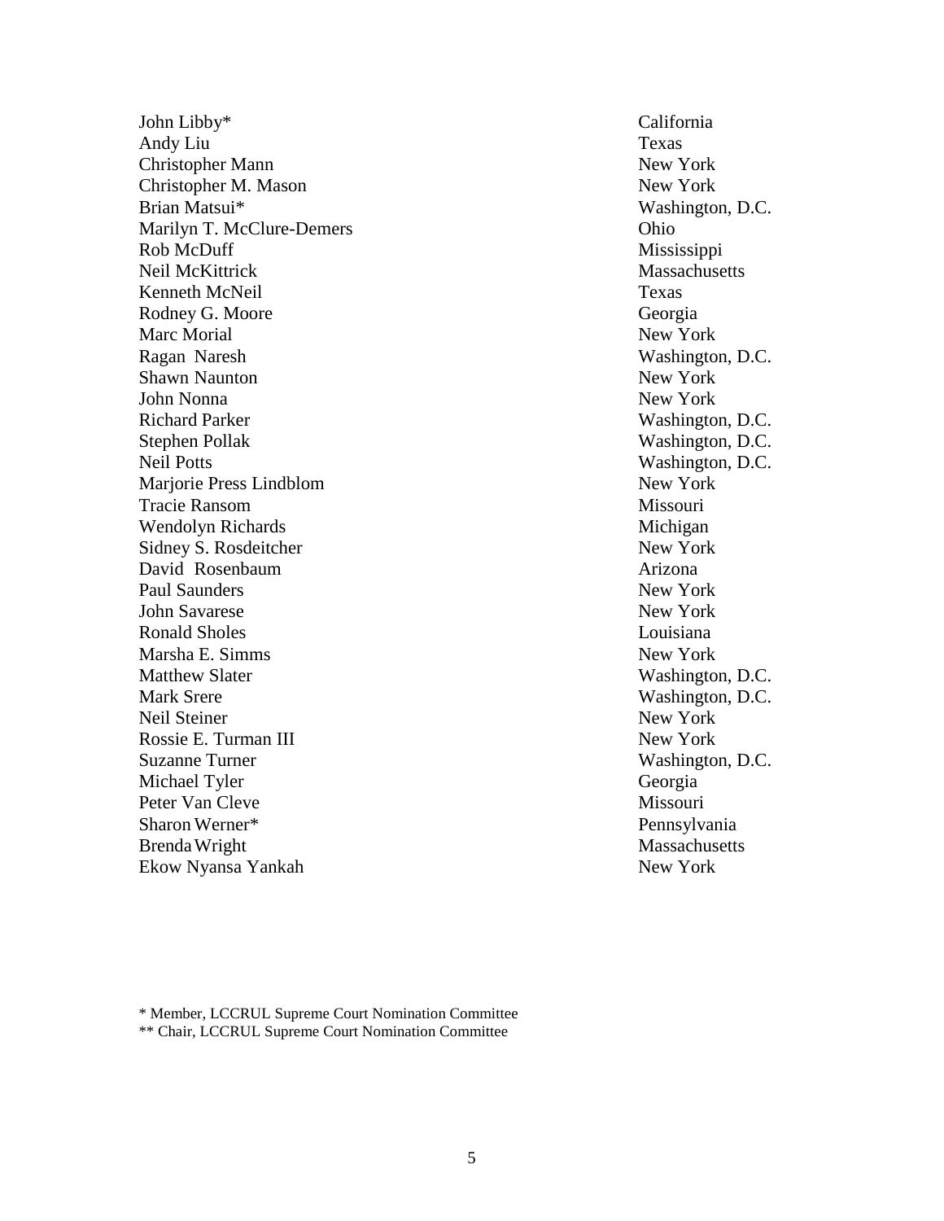| | |
|---|---|
| John Libby* | California |
| Andy Liu | Texas |
| Christopher Mann | New York |
| Christopher M. Mason | New York |
| Brian Matsui* | Washington, D.C. |
| Marilyn T. McClure-Demers | Ohio |
| Rob McDuff | Mississippi |
| Neil McKittrick | Massachusetts |
| Kenneth McNeil | Texas |
| Rodney G. Moore | Georgia |
| Marc Morial | New York |
| Ragan Naresh | Washington, D.C. |
| Shawn Naunton | New York |
| John Nonna | New York |
| Richard Parker | Washington, D.C. |
| Stephen Pollak | Washington, D.C. |
| Neil Potts | Washington, D.C. |
| Marjorie Press Lindblom | New York |
| Tracie Ransom | Missouri |
| Wendolyn Richards | Michigan |
| Sidney S. Rosdeitcher | New York |
| David Rosenbaum | Arizona |
| Paul Saunders | New York |
| John Savarese | New York |
| Ronald Sholes | Louisiana |
| Marsha E. Simms | New York |
| Matthew Slater | Washington, D.C. |
| Mark Srere | Washington, D.C. |
| Neil Steiner | New York |
| Rossie E. Turman III | New York |
| Suzanne Turner | Washington, D.C. |
| Michael Tyler | Georgia |
| Peter Van Cleve | Missouri |
| Sharon Werner* | Pennsylvania |
| Brenda Wright | Massachusetts |
| Ekow Nyansa Yankah | New York |

* Member, LCCRUL Supreme Court Nomination Committee

** Chair, LCCRUL Supreme Court Nomination Committee